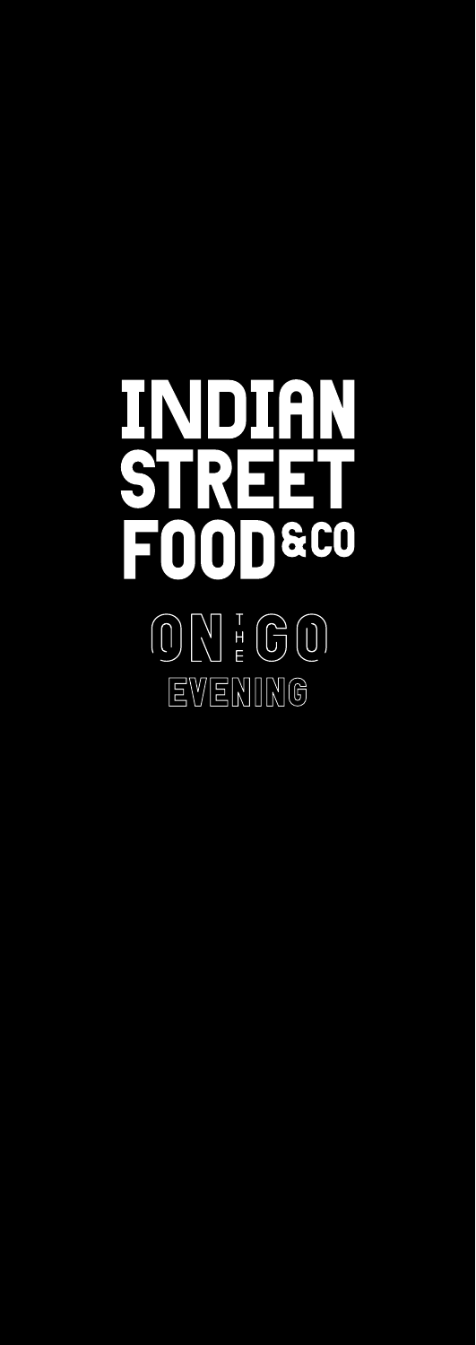# INDIAN STREET FOOD & CO

## ON THE GO

### EVENING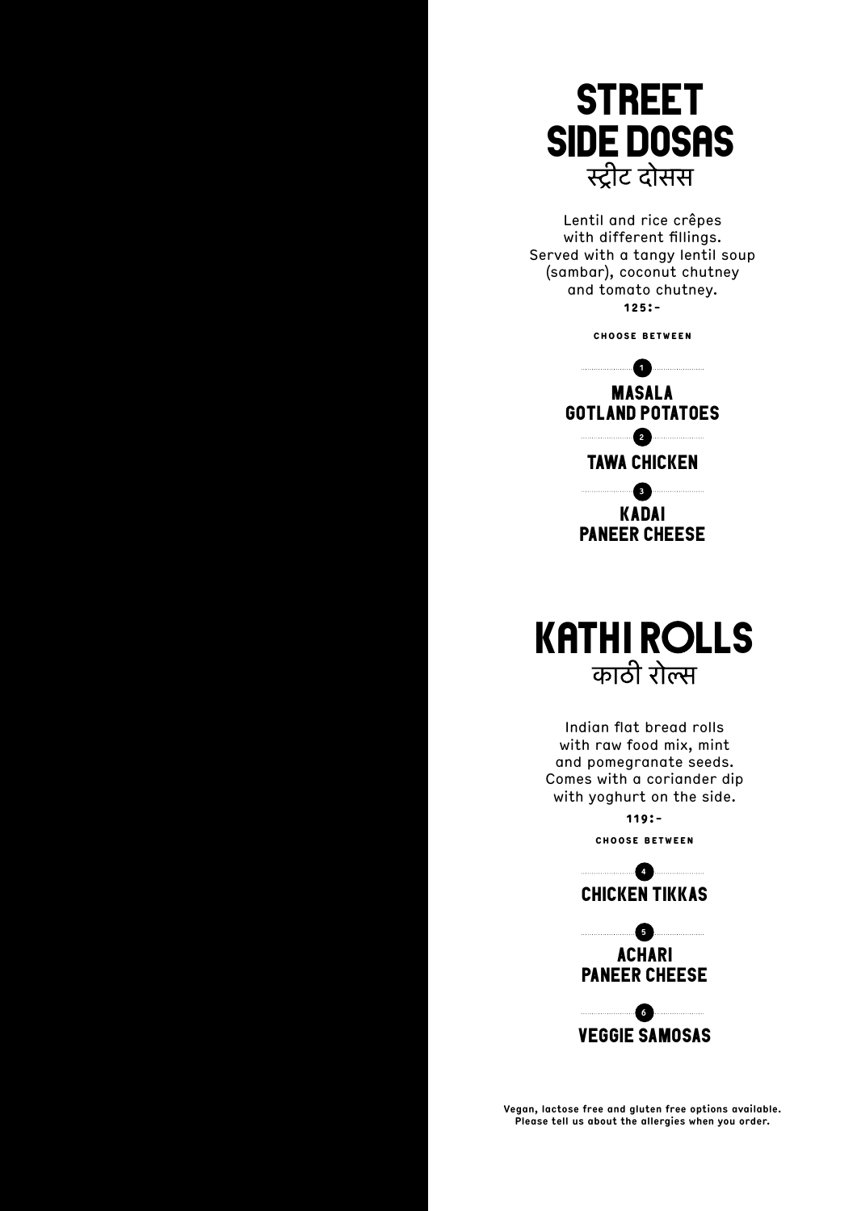# STREET SIDE DOSAS
स्ट्रीट दोसस

Lentil and rice crêpes with different fillings. Served with a tangy lentil soup (sambar), coconut chutney and tomato chutney.

**125:-**

**CHOOSE BETWEEN**

1. **MASALA GOTLAND POTATOES**
2. **TAWA CHICKEN**
3. **KADAI PANEER CHEESE**

# KATHI ROLLS
काठी रोल्स

Indian flat bread rolls with raw food mix, mint and pomegranate seeds. Comes with a coriander dip with yoghurt on the side.

**119:-**

**CHOOSE BETWEEN**

4. **CHICKEN TIKKAS**
5. **ACHARI PANEER CHEESE**
6. **VEGGIE SAMOSAS**

**Vegan, lactose free and gluten free options available. Please tell us about the allergies when you order.**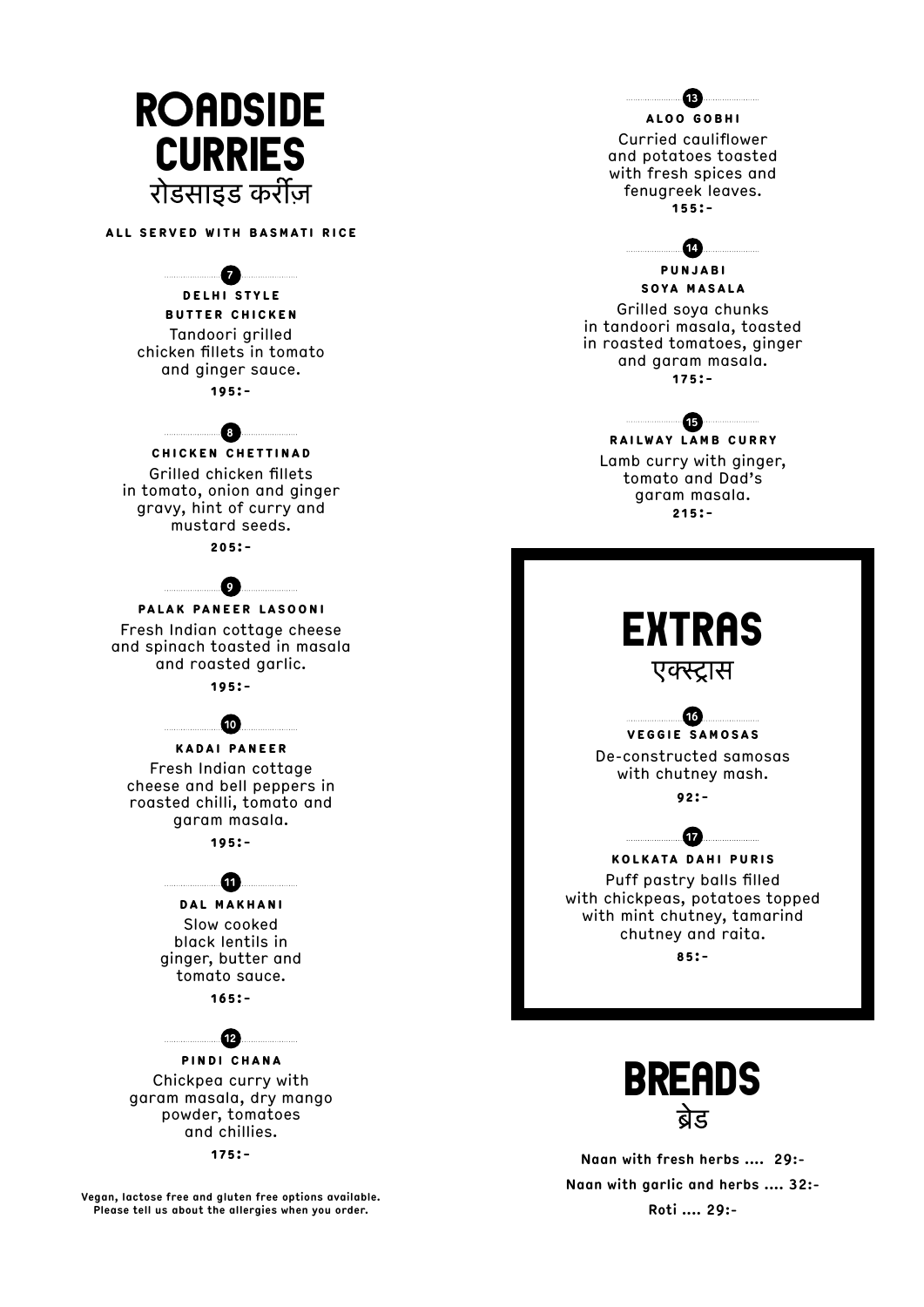# ROADSIDE CURRIES
## रोडसाइड करींज़

**ALL SERVED WITH BASMATI RICE**

### 7
**DELHI STYLE BUTTER CHICKEN**

Tandoori grilled chicken fillets in tomato and ginger sauce.

**195:-**

### 8
**CHICKEN CHETTINAD**

Grilled chicken fillets in tomato, onion and ginger gravy, hint of curry and mustard seeds.

**205:-**

### 9
**PALAK PANEER LASOONI**

Fresh Indian cottage cheese and spinach toasted in masala and roasted garlic.

**195:-**

### 10
**KADAI PANEER**

Fresh Indian cottage cheese and bell peppers in roasted chilli, tomato and garam masala.

**195:-**

### 11
**DAL MAKHANI**

Slow cooked black lentils in ginger, butter and tomato sauce.

**165:-**

### 12
**PINDI CHANA**

Chickpea curry with garam masala, dry mango powder, tomatoes and chillies.

**175:-**

**Vegan, lactose free and gluten free options available.**
**Please tell us about the allergies when you order.**

### 13
**ALOO GOBHI**

Curried cauliflower and potatoes toasted with fresh spices and fenugreek leaves.

**155:-**

### 14
**PUNJABI SOYA MASALA**

Grilled soya chunks in tandoori masala, toasted in roasted tomatoes, ginger and garam masala.

**175:-**

### 15
**RAILWAY LAMB CURRY**

Lamb curry with ginger, tomato and Dad's garam masala.

**215:-**

# EXTRAS
## एक्स्ट्रास

### 16
**VEGGIE SAMOSAS**

De-constructed samosas with chutney mash.

**92:-**

### 17
**KOLKATA DAHI PURIS**

Puff pastry balls filled with chickpeas, potatoes topped with mint chutney, tamarind chutney and raita.

**85:-**

# BREADS
## ब्रेड

**Naan with fresh herbs .... 29:-**

**Naan with garlic and herbs .... 32:-**

**Roti .... 29:-**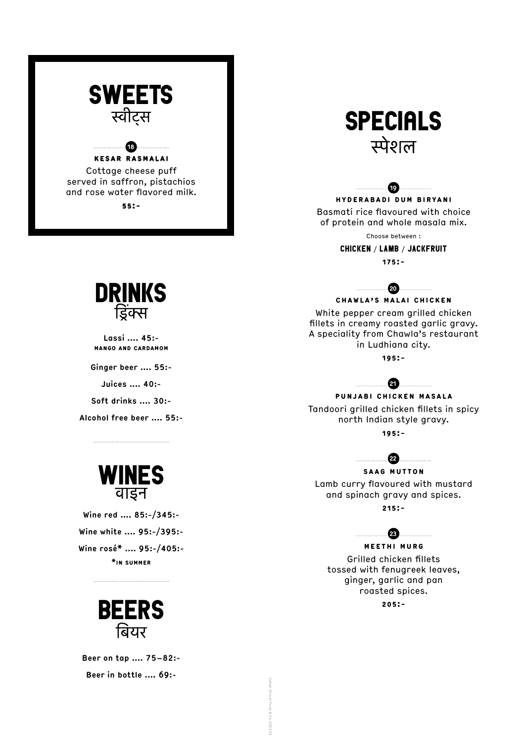# SWEETS
स्वीट्स

18

**KESAR RASMALAI**

Cottage cheese puff served in saffron, pistachios and rose water flavored milk.

**55:-**

# DRINKS
ड्रिंक्स

**Lassi .... 45:-**
MANGO AND CARDAMOM

**Ginger beer .... 55:-**

**Juices .... 40:-**

**Soft drinks .... 30:-**

**Alcohol free beer .... 55:-**

# WINES
वाइन

**Wine red .... 85:-/345:-**

**Wine white .... 95:-/395:-**

**Wine rosé* .... 95:-/405:-**

*IN SUMMER

# BEERS
बियर

**Beer on tap .... 75–82:-**

**Beer in bottle .... 69:-**

# SPECIALS
स्पेशल

19

**HYDERABADI DUM BIRYANI**

Basmati rice flavoured with choice of protein and whole masala mix.

Choose between :

**CHICKEN / LAMB / JACKFRUIT**

**175:-**

20

**CHAWLA'S MALAI CHICKEN**

White pepper cream grilled chicken fillets in creamy roasted garlic gravy. A speciality from Chawla's restaurant in Ludhiana city.

**195:-**

21

**PUNJABI CHICKEN MASALA**

Tandoori grilled chicken fillets in spicy north Indian style gravy.

**195:-**

22

**SAAG MUTTON**

Lamb curry flavoured with mustard and spinach gravy and spices.

**215:-**

23

**MEETHI MURG**

Grilled chicken fillets tossed with fenugreek leaves, ginger, garlic and pan roasted spices.

**205:-**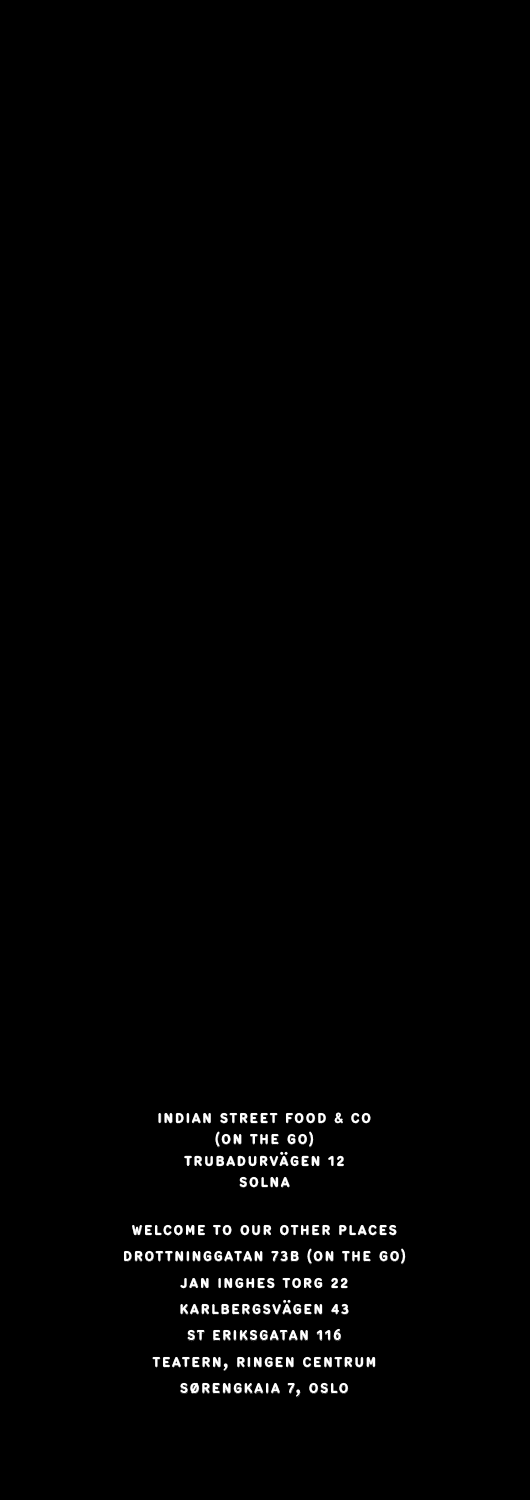INDIAN STREET FOOD & CO
(ON THE GO)
TRUBADURVÄGEN 12
SOLNA

WELCOME TO OUR OTHER PLACES
DROTTNINGGATAN 73B (ON THE GO)
JAN INGHES TORG 22
KARLBERGSVÄGEN 43
ST ERIKSGATAN 116
TEATERN, RINGEN CENTRUM
SØRENGKAIA 7, OSLO